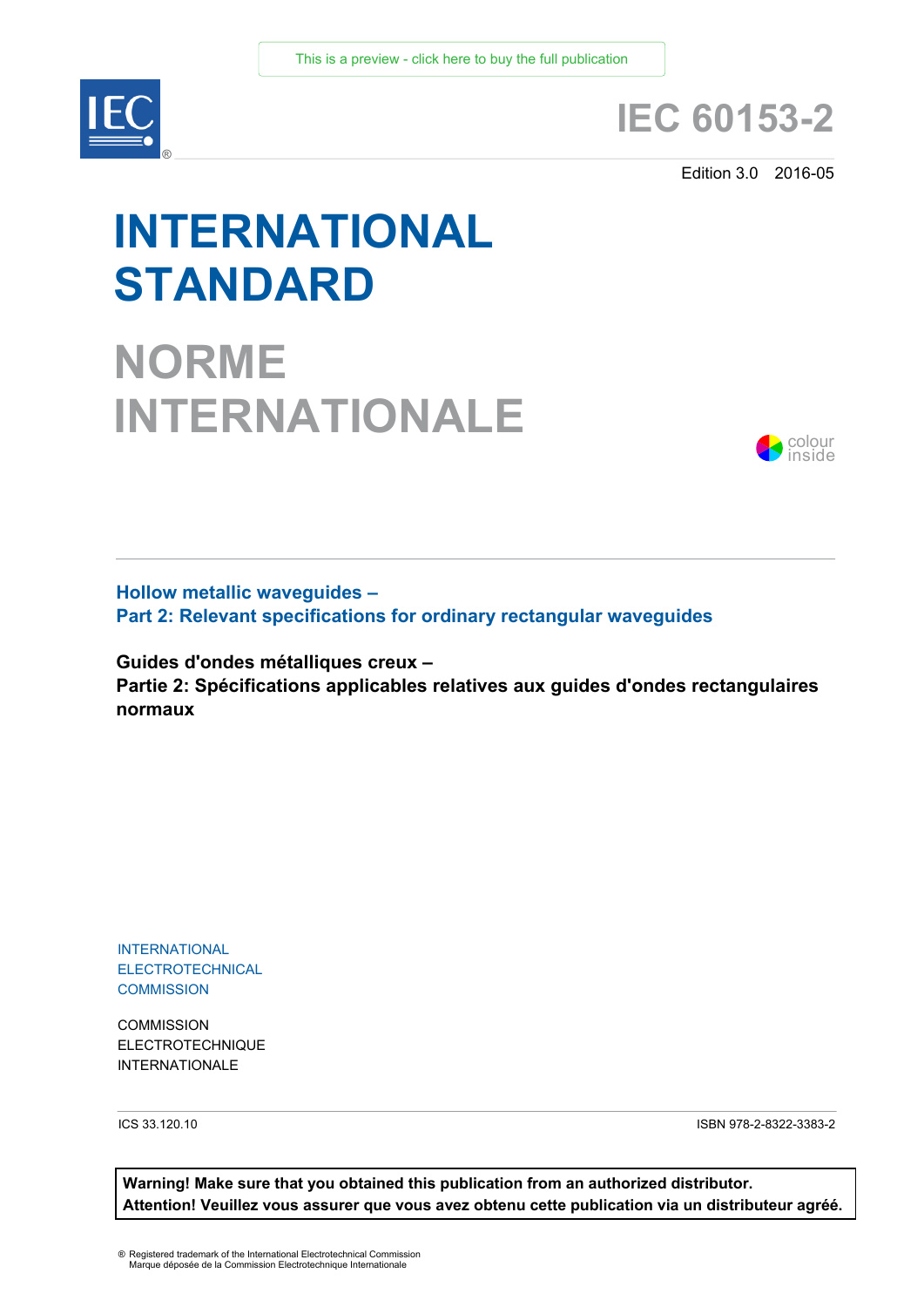This is a preview - click here to buy the full publication

# IEC 60153-2

Edition 3.0 2016-05

# INTERNATIONAL STANDARD

# NORME INTERNATIONALE

colour inside

**Hollow metallic waveguides –**
**Part 2: Relevant specifications for ordinary rectangular waveguides**

**Guides d'ondes métalliques creux –**
**Partie 2: Spécifications applicables relatives aux guides d'ondes rectangulaires normaux**

INTERNATIONAL
ELECTROTECHNICAL
COMMISSION

COMMISSION
ELECTROTECHNIQUE
INTERNATIONALE

ICS 33.120.10

ISBN 978-2-8322-3383-2

**Warning! Make sure that you obtained this publication from an authorized distributor.**
**Attention! Veuillez vous assurer que vous avez obtenu cette publication via un distributeur agréé.**

® Registered trademark of the International Electrotechnical Commission
Marque déposée de la Commission Electrotechnique Internationale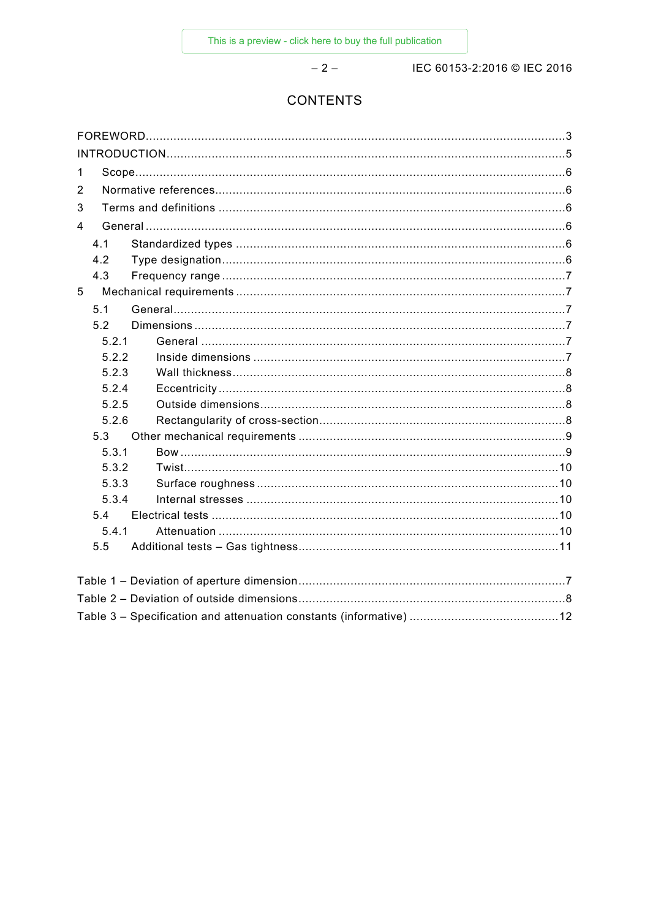# CONTENTS

FOREWORD ........................................................................................................................ 3

INTRODUCTION .................................................................................................................. 5

1 Scope .......................................................................................................................... 6

2 Normative references .................................................................................................... 6

3 Terms and definitions .................................................................................................... 6

4 General ........................................................................................................................ 6

4.1 Standardized types ................................................................................................ 6

4.2 Type designation .................................................................................................... 6

4.3 Frequency range ................................................................................................... 7

5 Mechanical requirements ............................................................................................... 7

5.1 General ................................................................................................................. 7

5.2 Dimensions ........................................................................................................... 7

5.2.1 General ......................................................................................................... 7

5.2.2 Inside dimensions .......................................................................................... 7

5.2.3 Wall thickness ................................................................................................ 8

5.2.4 Eccentricity .................................................................................................... 8

5.2.5 Outside dimensions ........................................................................................ 8

5.2.6 Rectangularity of cross-section ....................................................................... 8

5.3 Other mechanical requirements ............................................................................. 9

5.3.1 Bow .............................................................................................................. 9

5.3.2 Twist ............................................................................................................ 10

5.3.3 Surface roughness ....................................................................................... 10

5.3.4 Internal stresses .......................................................................................... 10

5.4 Electrical tests .................................................................................................... 10

5.4.1 Attenuation .................................................................................................. 10

5.5 Additional tests – Gas tightness ........................................................................... 11

Table 1 – Deviation of aperture dimension ............................................................................ 7

Table 2 – Deviation of outside dimensions ............................................................................ 8

Table 3 – Specification and attenuation constants (informative) ........................................... 12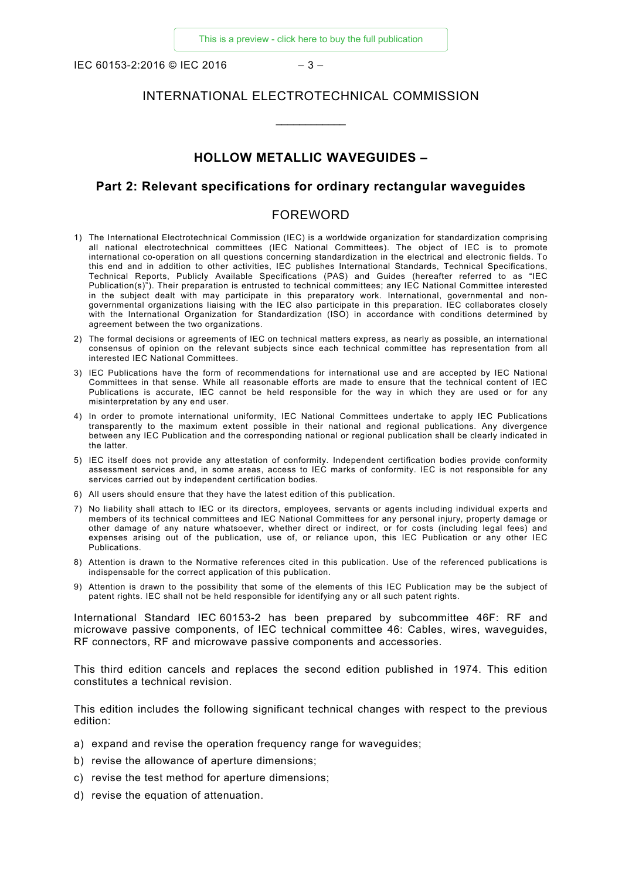# INTERNATIONAL ELECTROTECHNICAL COMMISSION

\_\_\_\_\_\_\_\_\_\_\_\_

## HOLLOW METALLIC WAVEGUIDES –

## Part 2: Relevant specifications for ordinary rectangular waveguides

## FOREWORD

1) The International Electrotechnical Commission (IEC) is a worldwide organization for standardization comprising all national electrotechnical committees (IEC National Committees). The object of IEC is to promote international co-operation on all questions concerning standardization in the electrical and electronic fields. To this end and in addition to other activities, IEC publishes International Standards, Technical Specifications, Technical Reports, Publicly Available Specifications (PAS) and Guides (hereafter referred to as "IEC Publication(s)"). Their preparation is entrusted to technical committees; any IEC National Committee interested in the subject dealt with may participate in this preparatory work. International, governmental and non-governmental organizations liaising with the IEC also participate in this preparation. IEC collaborates closely with the International Organization for Standardization (ISO) in accordance with conditions determined by agreement between the two organizations.
2) The formal decisions or agreements of IEC on technical matters express, as nearly as possible, an international consensus of opinion on the relevant subjects since each technical committee has representation from all interested IEC National Committees.
3) IEC Publications have the form of recommendations for international use and are accepted by IEC National Committees in that sense. While all reasonable efforts are made to ensure that the technical content of IEC Publications is accurate, IEC cannot be held responsible for the way in which they are used or for any misinterpretation by any end user.
4) In order to promote international uniformity, IEC National Committees undertake to apply IEC Publications transparently to the maximum extent possible in their national and regional publications. Any divergence between any IEC Publication and the corresponding national or regional publication shall be clearly indicated in the latter.
5) IEC itself does not provide any attestation of conformity. Independent certification bodies provide conformity assessment services and, in some areas, access to IEC marks of conformity. IEC is not responsible for any services carried out by independent certification bodies.
6) All users should ensure that they have the latest edition of this publication.
7) No liability shall attach to IEC or its directors, employees, servants or agents including individual experts and members of its technical committees and IEC National Committees for any personal injury, property damage or other damage of any nature whatsoever, whether direct or indirect, or for costs (including legal fees) and expenses arising out of the publication, use of, or reliance upon, this IEC Publication or any other IEC Publications.
8) Attention is drawn to the Normative references cited in this publication. Use of the referenced publications is indispensable for the correct application of this publication.
9) Attention is drawn to the possibility that some of the elements of this IEC Publication may be the subject of patent rights. IEC shall not be held responsible for identifying any or all such patent rights.

International Standard IEC 60153-2 has been prepared by subcommittee 46F: RF and microwave passive components, of IEC technical committee 46: Cables, wires, waveguides, RF connectors, RF and microwave passive components and accessories.

This third edition cancels and replaces the second edition published in 1974. This edition constitutes a technical revision.

This edition includes the following significant technical changes with respect to the previous edition:

a) expand and revise the operation frequency range for waveguides;
b) revise the allowance of aperture dimensions;
c) revise the test method for aperture dimensions;
d) revise the equation of attenuation.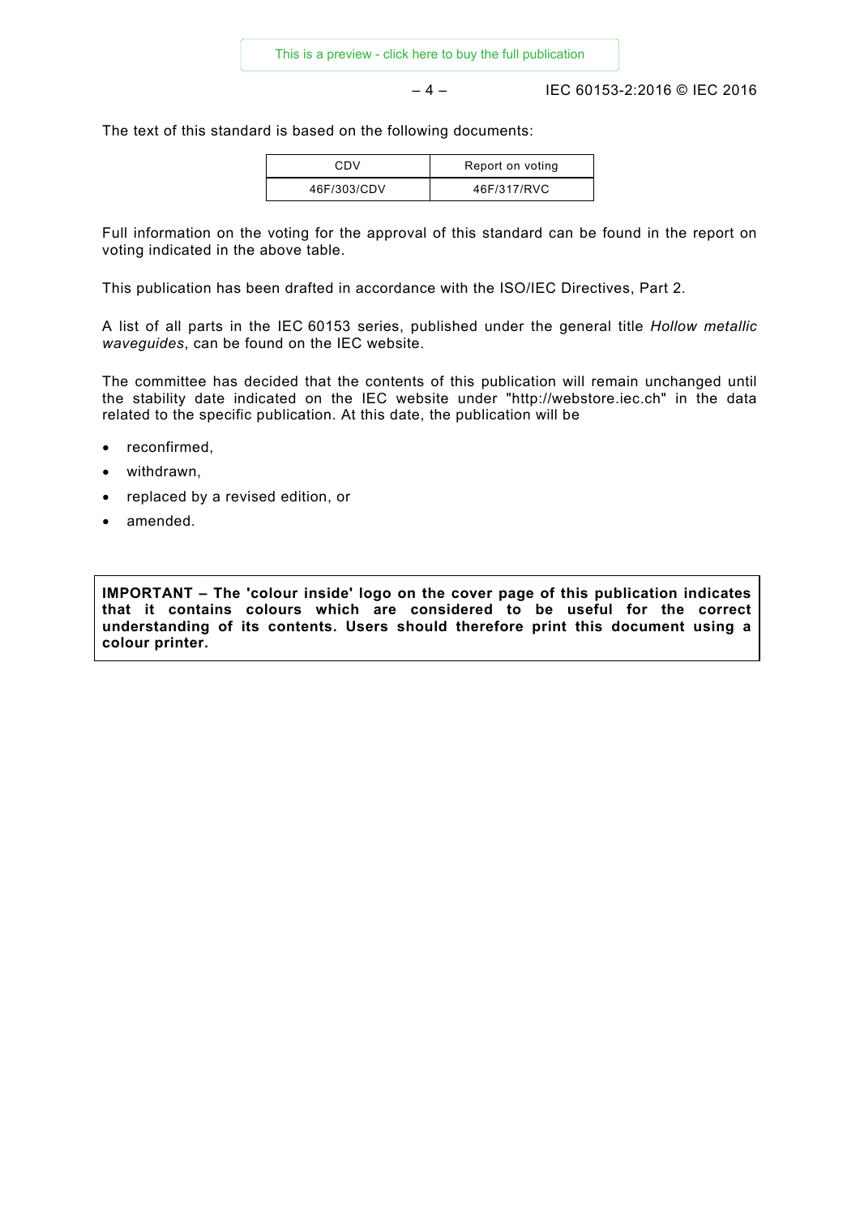The text of this standard is based on the following documents:

| CDV | Report on voting |
| --- | --- |
| 46F/303/CDV | 46F/317/RVC |

Full information on the voting for the approval of this standard can be found in the report on voting indicated in the above table.

This publication has been drafted in accordance with the ISO/IEC Directives, Part 2.

A list of all parts in the IEC 60153 series, published under the general title *Hollow metallic waveguides*, can be found on the IEC website.

The committee has decided that the contents of this publication will remain unchanged until the stability date indicated on the IEC website under "http://webstore.iec.ch" in the data related to the specific publication. At this date, the publication will be

- reconfirmed,
- withdrawn,
- replaced by a revised edition, or
- amended.

**IMPORTANT – The 'colour inside' logo on the cover page of this publication indicates that it contains colours which are considered to be useful for the correct understanding of its contents. Users should therefore print this document using a colour printer.**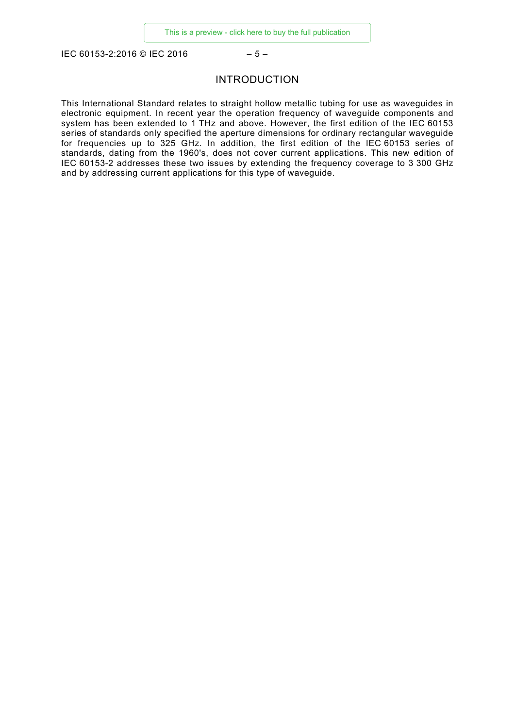# INTRODUCTION

This International Standard relates to straight hollow metallic tubing for use as waveguides in electronic equipment. In recent year the operation frequency of waveguide components and system has been extended to 1 THz and above. However, the first edition of the IEC 60153 series of standards only specified the aperture dimensions for ordinary rectangular waveguide for frequencies up to 325 GHz. In addition, the first edition of the IEC 60153 series of standards, dating from the 1960's, does not cover current applications. This new edition of IEC 60153-2 addresses these two issues by extending the frequency coverage to 3 300 GHz and by addressing current applications for this type of waveguide.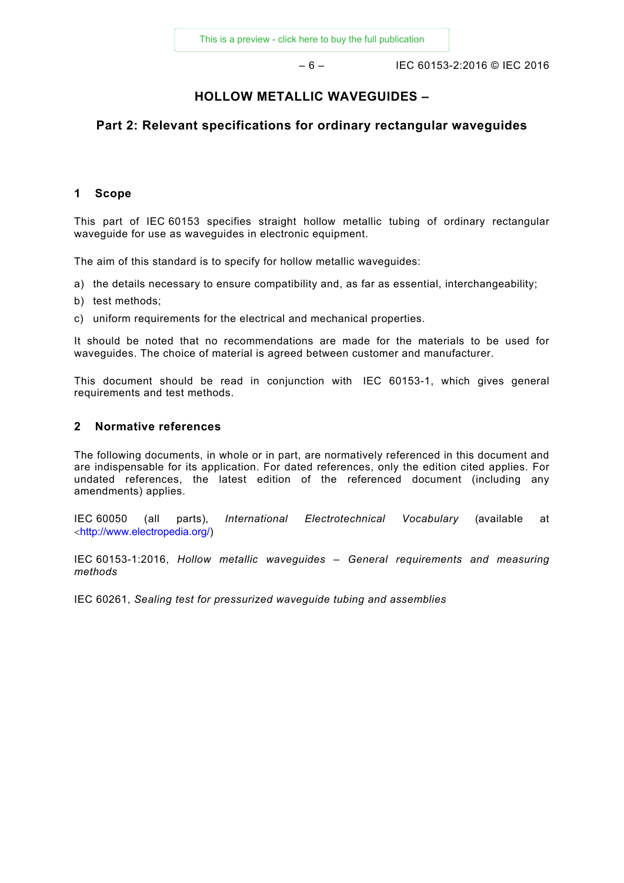# HOLLOW METALLIC WAVEGUIDES –

## Part 2: Relevant specifications for ordinary rectangular waveguides

## 1 Scope

This part of IEC 60153 specifies straight hollow metallic tubing of ordinary rectangular waveguide for use as waveguides in electronic equipment.

The aim of this standard is to specify for hollow metallic waveguides:

a) the details necessary to ensure compatibility and, as far as essential, interchangeability;

b) test methods;

c) uniform requirements for the electrical and mechanical properties.

It should be noted that no recommendations are made for the materials to be used for waveguides. The choice of material is agreed between customer and manufacturer.

This document should be read in conjunction with IEC 60153-1, which gives general requirements and test methods.

## 2 Normative references

The following documents, in whole or in part, are normatively referenced in this document and are indispensable for its application. For dated references, only the edition cited applies. For undated references, the latest edition of the referenced document (including any amendments) applies.

IEC 60050 (all parts), *International Electrotechnical Vocabulary* (available at <http://www.electropedia.org/)

IEC 60153-1:2016, *Hollow metallic waveguides – General requirements and measuring methods*

IEC 60261, *Sealing test for pressurized waveguide tubing and assemblies*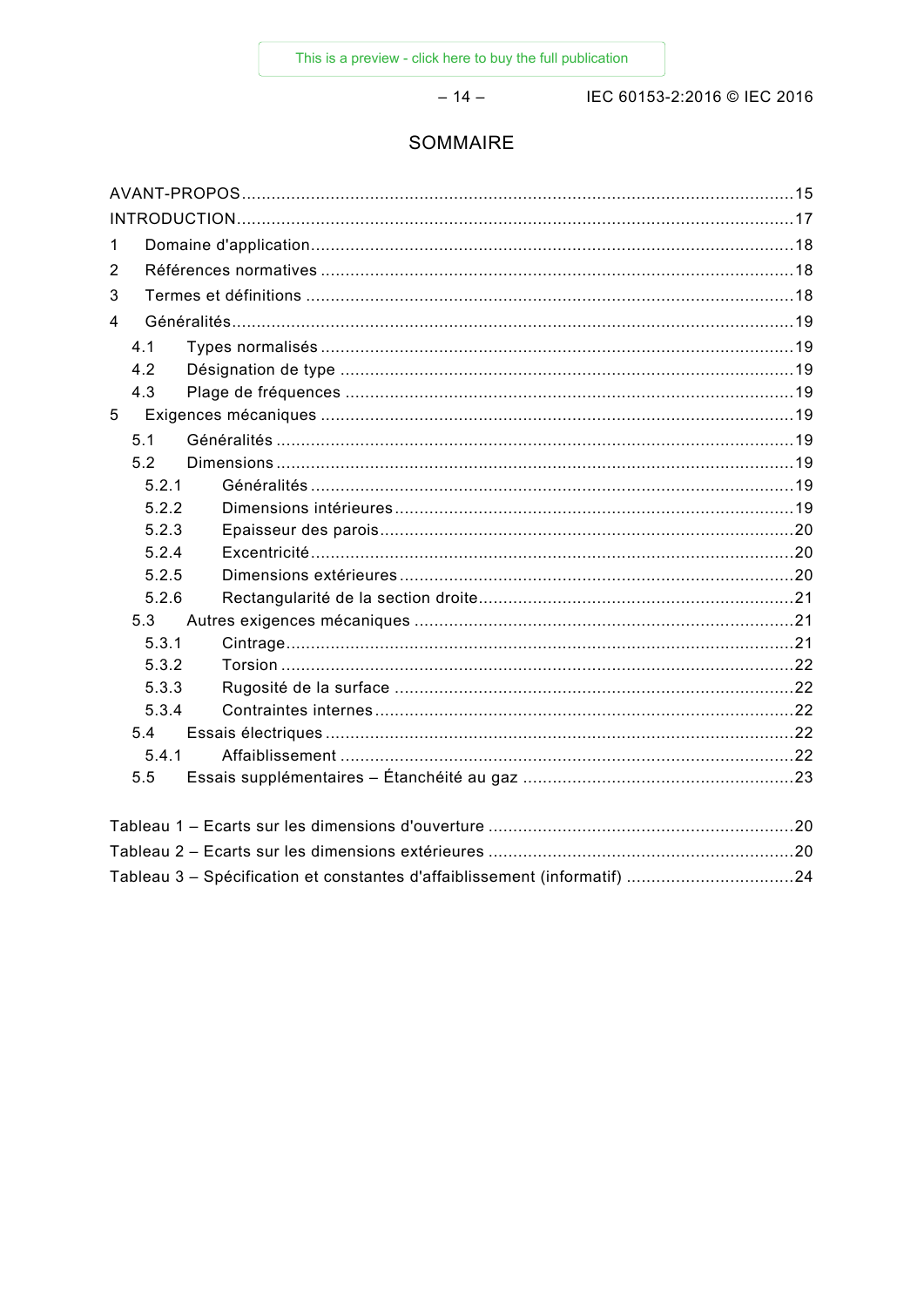# SOMMAIRE

AVANT-PROPOS .......... 15
INTRODUCTION .......... 17
1 Domaine d'application .......... 18
2 Références normatives .......... 18
3 Termes et définitions .......... 18
4 Généralités .......... 19
  4.1 Types normalisés .......... 19
  4.2 Désignation de type .......... 19
  4.3 Plage de fréquences .......... 19
5 Exigences mécaniques .......... 19
  5.1 Généralités .......... 19
  5.2 Dimensions .......... 19
    5.2.1 Généralités .......... 19
    5.2.2 Dimensions intérieures .......... 19
    5.2.3 Epaisseur des parois .......... 20
    5.2.4 Excentricité .......... 20
    5.2.5 Dimensions extérieures .......... 20
    5.2.6 Rectangularité de la section droite .......... 21
  5.3 Autres exigences mécaniques .......... 21
    5.3.1 Cintrage .......... 21
    5.3.2 Torsion .......... 22
    5.3.3 Rugosité de la surface .......... 22
    5.3.4 Contraintes internes .......... 22
  5.4 Essais électriques .......... 22
    5.4.1 Affaiblissement .......... 22
  5.5 Essais supplémentaires – Étanchéité au gaz .......... 23

Tableau 1 – Ecarts sur les dimensions d'ouverture .......... 20
Tableau 2 – Ecarts sur les dimensions extérieures .......... 20
Tableau 3 – Spécification et constantes d'affaiblissement (informatif) .......... 24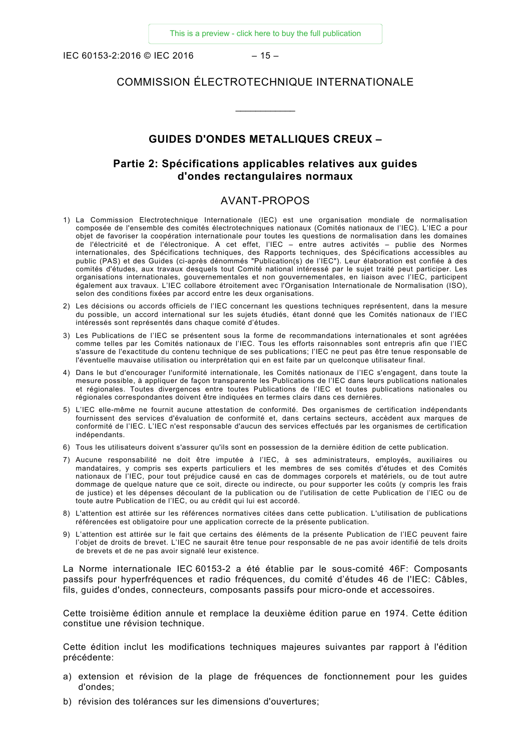# COMMISSION ÉLECTROTECHNIQUE INTERNATIONALE

\_\_\_\_\_\_\_\_\_\_\_\_

## GUIDES D'ONDES METALLIQUES CREUX –

## Partie 2: Spécifications applicables relatives aux guides d'ondes rectangulaires normaux

## AVANT-PROPOS

1) La Commission Electrotechnique Internationale (IEC) est une organisation mondiale de normalisation composée de l'ensemble des comités électrotechniques nationaux (Comités nationaux de l'IEC). L'IEC a pour objet de favoriser la coopération internationale pour toutes les questions de normalisation dans les domaines de l'électricité et de l'électronique. A cet effet, l'IEC – entre autres activités – publie des Normes internationales, des Spécifications techniques, des Rapports techniques, des Spécifications accessibles au public (PAS) et des Guides (ci-après dénommés "Publication(s) de l'IEC"). Leur élaboration est confiée à des comités d'études, aux travaux desquels tout Comité national intéressé par le sujet traité peut participer. Les organisations internationales, gouvernementales et non gouvernementales, en liaison avec l'IEC, participent également aux travaux. L'IEC collabore étroitement avec l'Organisation Internationale de Normalisation (ISO), selon des conditions fixées par accord entre les deux organisations.
2) Les décisions ou accords officiels de l'IEC concernant les questions techniques représentent, dans la mesure du possible, un accord international sur les sujets étudiés, étant donné que les Comités nationaux de l'IEC intéressés sont représentés dans chaque comité d'études.
3) Les Publications de l'IEC se présentent sous la forme de recommandations internationales et sont agréées comme telles par les Comités nationaux de l'IEC. Tous les efforts raisonnables sont entrepris afin que l'IEC s'assure de l'exactitude du contenu technique de ses publications; l'IEC ne peut pas être tenue responsable de l'éventuelle mauvaise utilisation ou interprétation qui en est faite par un quelconque utilisateur final.
4) Dans le but d'encourager l'uniformité internationale, les Comités nationaux de l'IEC s'engagent, dans toute la mesure possible, à appliquer de façon transparente les Publications de l'IEC dans leurs publications nationales et régionales. Toutes divergences entre toutes Publications de l'IEC et toutes publications nationales ou régionales correspondantes doivent être indiquées en termes clairs dans ces dernières.
5) L'IEC elle-même ne fournit aucune attestation de conformité. Des organismes de certification indépendants fournissent des services d'évaluation de conformité et, dans certains secteurs, accèdent aux marques de conformité de l'IEC. L'IEC n'est responsable d'aucun des services effectués par les organismes de certification indépendants.
6) Tous les utilisateurs doivent s'assurer qu'ils sont en possession de la dernière édition de cette publication.
7) Aucune responsabilité ne doit être imputée à l'IEC, à ses administrateurs, employés, auxiliaires ou mandataires, y compris ses experts particuliers et les membres de ses comités d'études et des Comités nationaux de l'IEC, pour tout préjudice causé en cas de dommages corporels et matériels, ou de tout autre dommage de quelque nature que ce soit, directe ou indirecte, ou pour supporter les coûts (y compris les frais de justice) et les dépenses découlant de la publication ou de l'utilisation de cette Publication de l'IEC ou de toute autre Publication de l'IEC, ou au crédit qui lui est accordé.
8) L'attention est attirée sur les références normatives citées dans cette publication. L'utilisation de publications référencées est obligatoire pour une application correcte de la présente publication.
9) L'attention est attirée sur le fait que certains des éléments de la présente Publication de l'IEC peuvent faire l'objet de droits de brevet. L'IEC ne saurait être tenue pour responsable de ne pas avoir identifié de tels droits de brevets et de ne pas avoir signalé leur existence.

La Norme internationale IEC 60153-2 a été établie par le sous-comité 46F: Composants passifs pour hyperfréquences et radio fréquences, du comité d'études 46 de l'IEC: Câbles, fils, guides d'ondes, connecteurs, composants passifs pour micro-onde et accessoires.

Cette troisième édition annule et remplace la deuxième édition parue en 1974. Cette édition constitue une révision technique.

Cette édition inclut les modifications techniques majeures suivantes par rapport à l'édition précédente:

a) extension et révision de la plage de fréquences de fonctionnement pour les guides d'ondes;
b) révision des tolérances sur les dimensions d'ouvertures;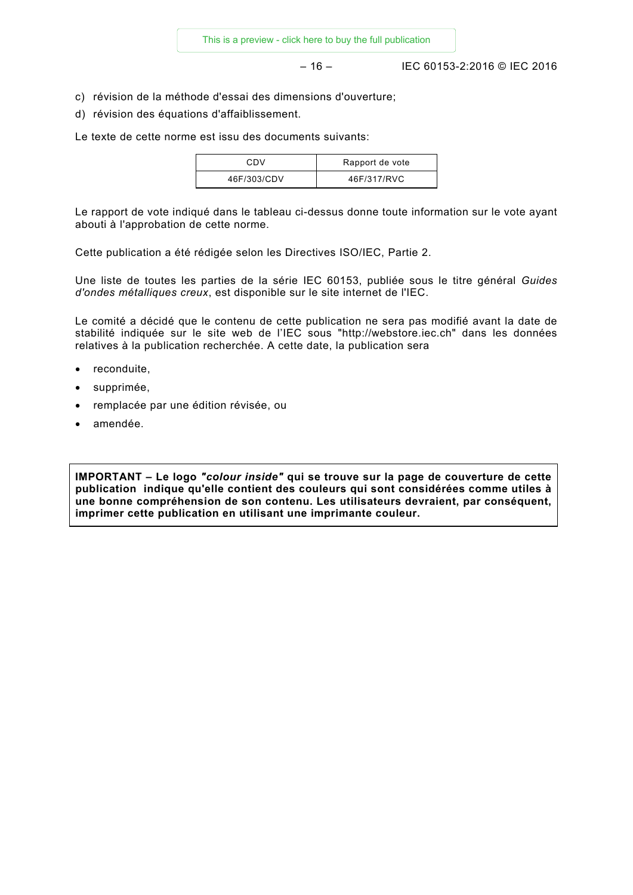c) révision de la méthode d'essai des dimensions d'ouverture;

d) révision des équations d'affaiblissement.

Le texte de cette norme est issu des documents suivants:

| CDV | Rapport de vote |
|---|---|
| 46F/303/CDV | 46F/317/RVC |

Le rapport de vote indiqué dans le tableau ci-dessus donne toute information sur le vote ayant abouti à l'approbation de cette norme.

Cette publication a été rédigée selon les Directives ISO/IEC, Partie 2.

Une liste de toutes les parties de la série IEC 60153, publiée sous le titre général *Guides d'ondes métalliques creux*, est disponible sur le site internet de l'IEC.

Le comité a décidé que le contenu de cette publication ne sera pas modifié avant la date de stabilité indiquée sur le site web de l'IEC sous "http://webstore.iec.ch" dans les données relatives à la publication recherchée. A cette date, la publication sera

- reconduite,
- supprimée,
- remplacée par une édition révisée, ou
- amendée.

**IMPORTANT – Le logo *"colour inside"* qui se trouve sur la page de couverture de cette publication indique qu'elle contient des couleurs qui sont considérées comme utiles à une bonne compréhension de son contenu. Les utilisateurs devraient, par conséquent, imprimer cette publication en utilisant une imprimante couleur.**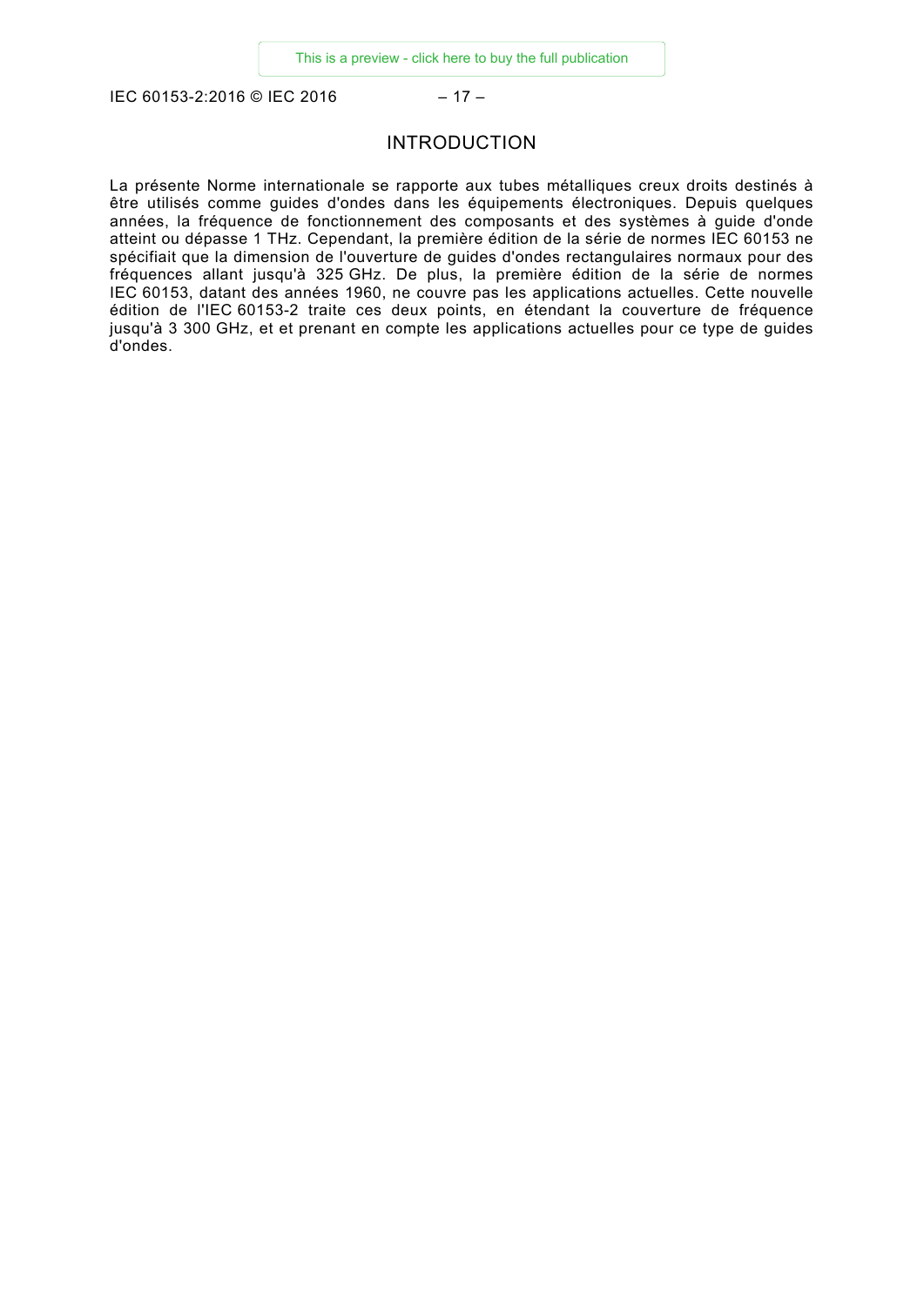# INTRODUCTION

La présente Norme internationale se rapporte aux tubes métalliques creux droits destinés à être utilisés comme guides d'ondes dans les équipements électroniques. Depuis quelques années, la fréquence de fonctionnement des composants et des systèmes à guide d'onde atteint ou dépasse 1 THz. Cependant, la première édition de la série de normes IEC 60153 ne spécifiait que la dimension de l'ouverture de guides d'ondes rectangulaires normaux pour des fréquences allant jusqu'à 325 GHz. De plus, la première édition de la série de normes IEC 60153, datant des années 1960, ne couvre pas les applications actuelles. Cette nouvelle édition de l'IEC 60153-2 traite ces deux points, en étendant la couverture de fréquence jusqu'à 3 300 GHz, et et prenant en compte les applications actuelles pour ce type de guides d'ondes.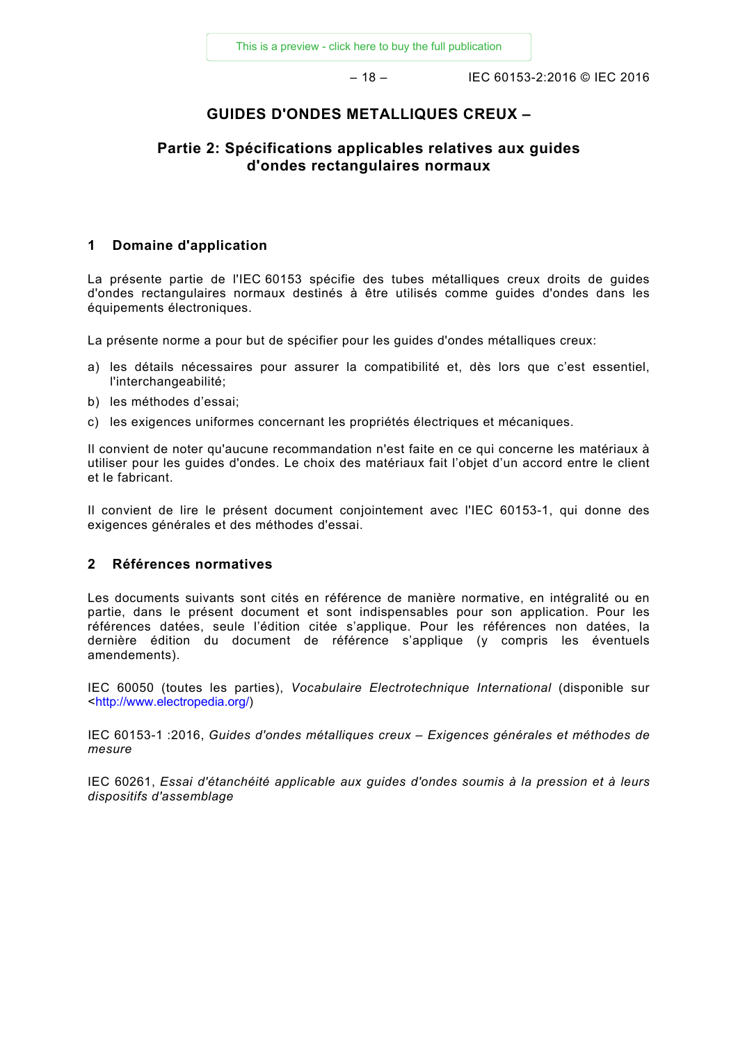# GUIDES D'ONDES METALLIQUES CREUX –

## Partie 2: Spécifications applicables relatives aux guides d'ondes rectangulaires normaux

## 1 Domaine d'application

La présente partie de l'IEC 60153 spécifie des tubes métalliques creux droits de guides d'ondes rectangulaires normaux destinés à être utilisés comme guides d'ondes dans les équipements électroniques.

La présente norme a pour but de spécifier pour les guides d'ondes métalliques creux:

a) les détails nécessaires pour assurer la compatibilité et, dès lors que c'est essentiel, l'interchangeabilité;
b) les méthodes d'essai;
c) les exigences uniformes concernant les propriétés électriques et mécaniques.

Il convient de noter qu'aucune recommandation n'est faite en ce qui concerne les matériaux à utiliser pour les guides d'ondes. Le choix des matériaux fait l'objet d'un accord entre le client et le fabricant.

Il convient de lire le présent document conjointement avec l'IEC 60153-1, qui donne des exigences générales et des méthodes d'essai.

## 2 Références normatives

Les documents suivants sont cités en référence de manière normative, en intégralité ou en partie, dans le présent document et sont indispensables pour son application. Pour les références datées, seule l'édition citée s'applique. Pour les références non datées, la dernière édition du document de référence s'applique (y compris les éventuels amendements).

IEC 60050 (toutes les parties), *Vocabulaire Electrotechnique International* (disponible sur <http://www.electropedia.org/)

IEC 60153-1 :2016, *Guides d'ondes métalliques creux – Exigences générales et méthodes de mesure*

IEC 60261, *Essai d'étanchéité applicable aux guides d'ondes soumis à la pression et à leurs dispositifs d'assemblage*